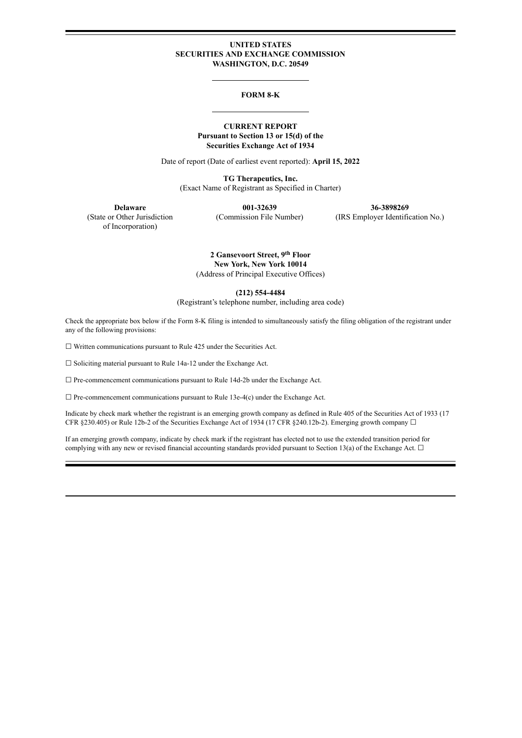**UNITED STATES**
**SECURITIES AND EXCHANGE COMMISSION**
**WASHINGTON, D.C. 20549**

---

# FORM 8-K

---

**CURRENT REPORT**
**Pursuant to Section 13 or 15(d) of the**
**Securities Exchange Act of 1934**

Date of report (Date of earliest event reported): **April 15, 2022**

**TG Therapeutics, Inc.**
(Exact Name of Registrant as Specified in Charter)

| **Delaware** | **001-32639** | **36-3898269** |
|---|---|---|
| (State or Other Jurisdiction of Incorporation) | (Commission File Number) | (IRS Employer Identification No.) |

**2 Gansevoort Street, 9th Floor**
**New York, New York 10014**
(Address of Principal Executive Offices)

**(212) 554-4484**
(Registrant's telephone number, including area code)

Check the appropriate box below if the Form 8-K filing is intended to simultaneously satisfy the filing obligation of the registrant under any of the following provisions:

☐ Written communications pursuant to Rule 425 under the Securities Act.

☐ Soliciting material pursuant to Rule 14a-12 under the Exchange Act.

☐ Pre-commencement communications pursuant to Rule 14d-2b under the Exchange Act.

☐ Pre-commencement communications pursuant to Rule 13e-4(c) under the Exchange Act.

Indicate by check mark whether the registrant is an emerging growth company as defined in Rule 405 of the Securities Act of 1933 (17 CFR §230.405) or Rule 12b-2 of the Securities Exchange Act of 1934 (17 CFR §240.12b-2). Emerging growth company ☐

If an emerging growth company, indicate by check mark if the registrant has elected not to use the extended transition period for complying with any new or revised financial accounting standards provided pursuant to Section 13(a) of the Exchange Act. ☐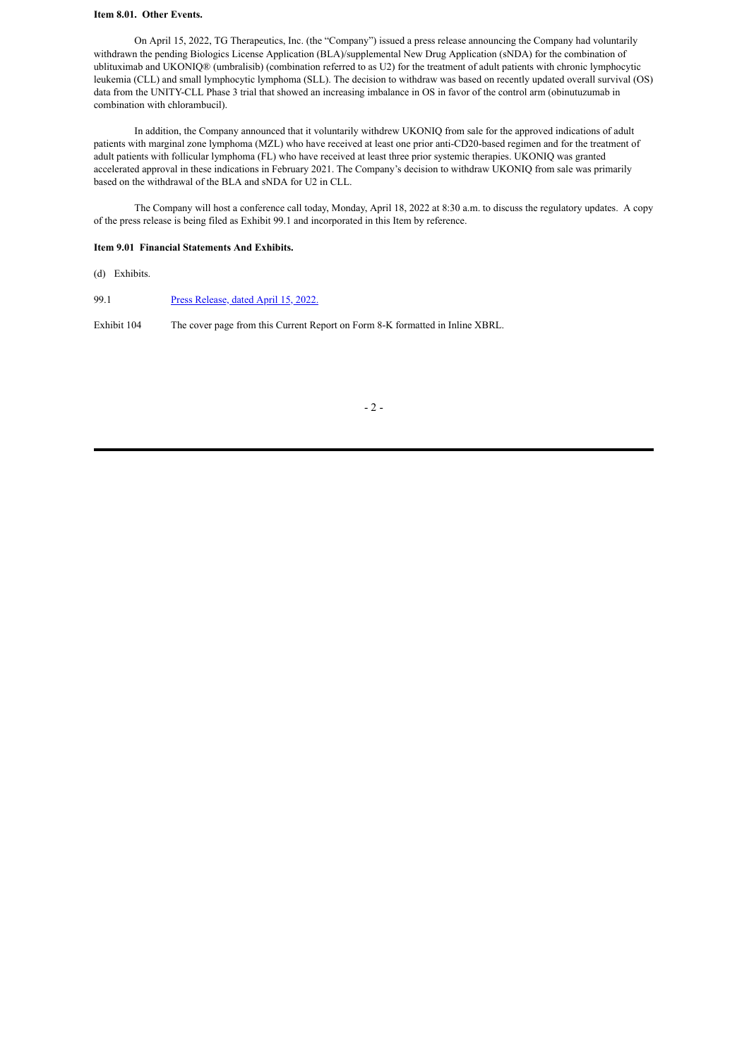**Item 8.01. Other Events.**

On April 15, 2022, TG Therapeutics, Inc. (the "Company") issued a press release announcing the Company had voluntarily withdrawn the pending Biologics License Application (BLA)/supplemental New Drug Application (sNDA) for the combination of ublituximab and UKONIQ® (umbralisib) (combination referred to as U2) for the treatment of adult patients with chronic lymphocytic leukemia (CLL) and small lymphocytic lymphoma (SLL). The decision to withdraw was based on recently updated overall survival (OS) data from the UNITY-CLL Phase 3 trial that showed an increasing imbalance in OS in favor of the control arm (obinutuzumab in combination with chlorambucil).

In addition, the Company announced that it voluntarily withdrew UKONIQ from sale for the approved indications of adult patients with marginal zone lymphoma (MZL) who have received at least one prior anti-CD20-based regimen and for the treatment of adult patients with follicular lymphoma (FL) who have received at least three prior systemic therapies. UKONIQ was granted accelerated approval in these indications in February 2021. The Company's decision to withdraw UKONIQ from sale was primarily based on the withdrawal of the BLA and sNDA for U2 in CLL.

The Company will host a conference call today, Monday, April 18, 2022 at 8:30 a.m. to discuss the regulatory updates. A copy of the press release is being filed as Exhibit 99.1 and incorporated in this Item by reference.

**Item 9.01 Financial Statements And Exhibits.**

(d) Exhibits.

| | |
|---|---|
| 99.1 | Press Release, dated April 15, 2022. |
| Exhibit 104 | The cover page from this Current Report on Form 8-K formatted in Inline XBRL. |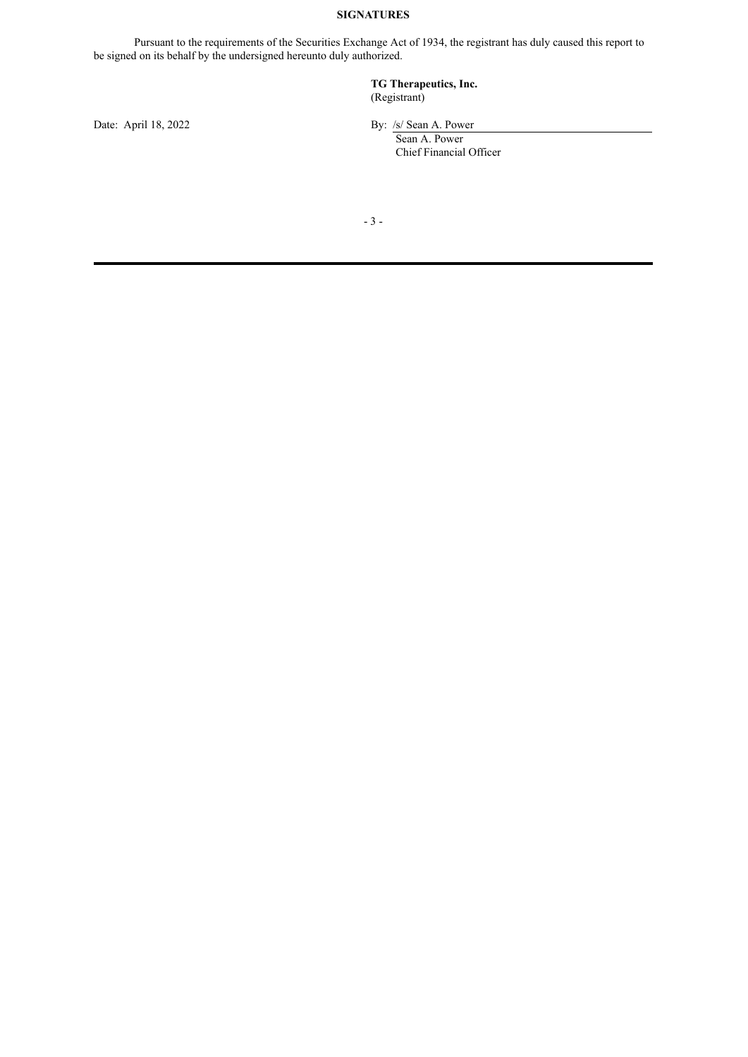**SIGNATURES**

Pursuant to the requirements of the Securities Exchange Act of 1934, the registrant has duly caused this report to be signed on its behalf by the undersigned hereunto duly authorized.

**TG Therapeutics, Inc.**
(Registrant)

Date: April 18, 2022

By: /s/ Sean A. Power
Sean A. Power
Chief Financial Officer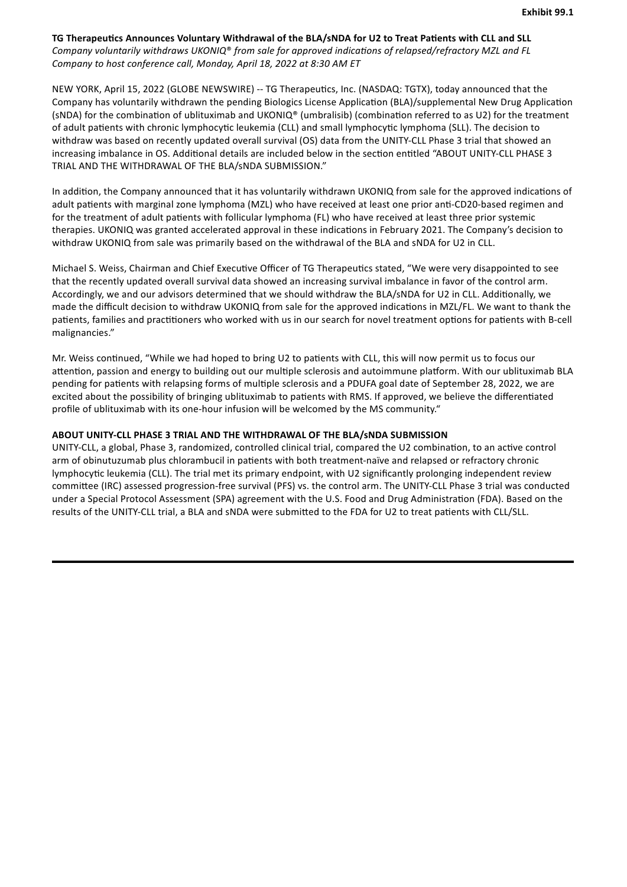**Exhibit 99.1**

**TG Therapeutics Announces Voluntary Withdrawal of the BLA/sNDA for U2 to Treat Patients with CLL and SLL**

*Company voluntarily withdraws UKONIQ® from sale for approved indications of relapsed/refractory MZL and FL*

*Company to host conference call, Monday, April 18, 2022 at 8:30 AM ET*

NEW YORK, April 15, 2022 (GLOBE NEWSWIRE) -- TG Therapeutics, Inc. (NASDAQ: TGTX), today announced that the Company has voluntarily withdrawn the pending Biologics License Application (BLA)/supplemental New Drug Application (sNDA) for the combination of ublituximab and UKONIQ® (umbralisib) (combination referred to as U2) for the treatment of adult patients with chronic lymphocytic leukemia (CLL) and small lymphocytic lymphoma (SLL). The decision to withdraw was based on recently updated overall survival (OS) data from the UNITY-CLL Phase 3 trial that showed an increasing imbalance in OS. Additional details are included below in the section entitled "ABOUT UNITY-CLL PHASE 3 TRIAL AND THE WITHDRAWAL OF THE BLA/sNDA SUBMISSION."

In addition, the Company announced that it has voluntarily withdrawn UKONIQ from sale for the approved indications of adult patients with marginal zone lymphoma (MZL) who have received at least one prior anti-CD20-based regimen and for the treatment of adult patients with follicular lymphoma (FL) who have received at least three prior systemic therapies. UKONIQ was granted accelerated approval in these indications in February 2021. The Company's decision to withdraw UKONIQ from sale was primarily based on the withdrawal of the BLA and sNDA for U2 in CLL.

Michael S. Weiss, Chairman and Chief Executive Officer of TG Therapeutics stated, "We were very disappointed to see that the recently updated overall survival data showed an increasing survival imbalance in favor of the control arm. Accordingly, we and our advisors determined that we should withdraw the BLA/sNDA for U2 in CLL. Additionally, we made the difficult decision to withdraw UKONIQ from sale for the approved indications in MZL/FL. We want to thank the patients, families and practitioners who worked with us in our search for novel treatment options for patients with B-cell malignancies."

Mr. Weiss continued, "While we had hoped to bring U2 to patients with CLL, this will now permit us to focus our attention, passion and energy to building out our multiple sclerosis and autoimmune platform. With our ublituximab BLA pending for patients with relapsing forms of multiple sclerosis and a PDUFA goal date of September 28, 2022, we are excited about the possibility of bringing ublituximab to patients with RMS. If approved, we believe the differentiated profile of ublituximab with its one-hour infusion will be welcomed by the MS community."

**ABOUT UNITY-CLL PHASE 3 TRIAL AND THE WITHDRAWAL OF THE BLA/sNDA SUBMISSION**

UNITY-CLL, a global, Phase 3, randomized, controlled clinical trial, compared the U2 combination, to an active control arm of obinutuzumab plus chlorambucil in patients with both treatment-naïve and relapsed or refractory chronic lymphocytic leukemia (CLL). The trial met its primary endpoint, with U2 significantly prolonging independent review committee (IRC) assessed progression-free survival (PFS) vs. the control arm. The UNITY-CLL Phase 3 trial was conducted under a Special Protocol Assessment (SPA) agreement with the U.S. Food and Drug Administration (FDA). Based on the results of the UNITY-CLL trial, a BLA and sNDA were submitted to the FDA for U2 to treat patients with CLL/SLL.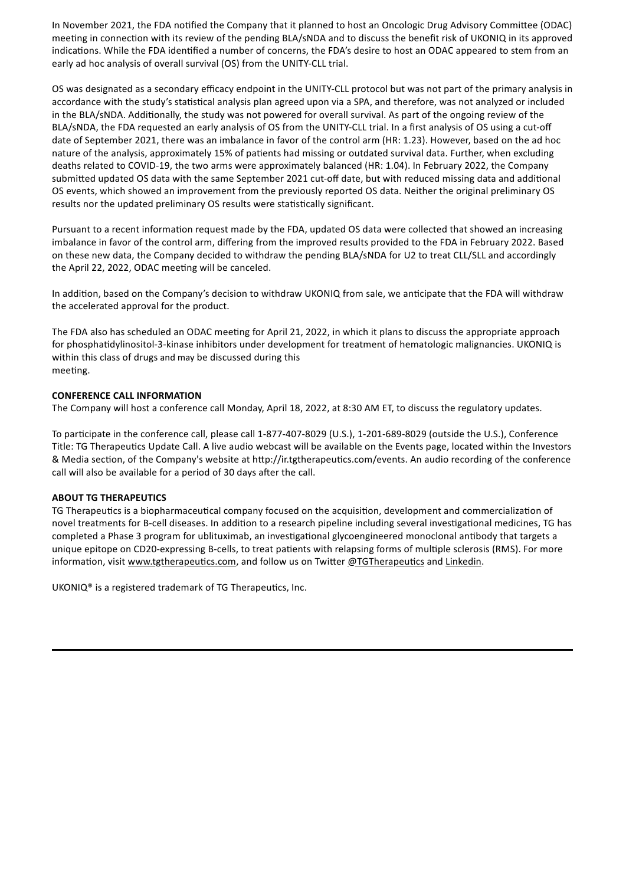In November 2021, the FDA notified the Company that it planned to host an Oncologic Drug Advisory Committee (ODAC) meeting in connection with its review of the pending BLA/sNDA and to discuss the benefit risk of UKONIQ in its approved indications. While the FDA identified a number of concerns, the FDA's desire to host an ODAC appeared to stem from an early ad hoc analysis of overall survival (OS) from the UNITY-CLL trial.

OS was designated as a secondary efficacy endpoint in the UNITY-CLL protocol but was not part of the primary analysis in accordance with the study's statistical analysis plan agreed upon via a SPA, and therefore, was not analyzed or included in the BLA/sNDA. Additionally, the study was not powered for overall survival. As part of the ongoing review of the BLA/sNDA, the FDA requested an early analysis of OS from the UNITY-CLL trial. In a first analysis of OS using a cut-off date of September 2021, there was an imbalance in favor of the control arm (HR: 1.23). However, based on the ad hoc nature of the analysis, approximately 15% of patients had missing or outdated survival data. Further, when excluding deaths related to COVID-19, the two arms were approximately balanced (HR: 1.04). In February 2022, the Company submitted updated OS data with the same September 2021 cut-off date, but with reduced missing data and additional OS events, which showed an improvement from the previously reported OS data. Neither the original preliminary OS results nor the updated preliminary OS results were statistically significant.

Pursuant to a recent information request made by the FDA, updated OS data were collected that showed an increasing imbalance in favor of the control arm, differing from the improved results provided to the FDA in February 2022. Based on these new data, the Company decided to withdraw the pending BLA/sNDA for U2 to treat CLL/SLL and accordingly the April 22, 2022, ODAC meeting will be canceled.

In addition, based on the Company's decision to withdraw UKONIQ from sale, we anticipate that the FDA will withdraw the accelerated approval for the product.

The FDA also has scheduled an ODAC meeting for April 21, 2022, in which it plans to discuss the appropriate approach for phosphatidylinositol-3-kinase inhibitors under development for treatment of hematologic malignancies. UKONIQ is within this class of drugs and may be discussed during this meeting.

**CONFERENCE CALL INFORMATION**

The Company will host a conference call Monday, April 18, 2022, at 8:30 AM ET, to discuss the regulatory updates.

To participate in the conference call, please call 1-877-407-8029 (U.S.), 1-201-689-8029 (outside the U.S.), Conference Title: TG Therapeutics Update Call. A live audio webcast will be available on the Events page, located within the Investors & Media section, of the Company's website at http://ir.tgtherapeutics.com/events. An audio recording of the conference call will also be available for a period of 30 days after the call.

**ABOUT TG THERAPEUTICS**

TG Therapeutics is a biopharmaceutical company focused on the acquisition, development and commercialization of novel treatments for B-cell diseases. In addition to a research pipeline including several investigational medicines, TG has completed a Phase 3 program for ublituximab, an investigational glycoengineered monoclonal antibody that targets a unique epitope on CD20-expressing B-cells, to treat patients with relapsing forms of multiple sclerosis (RMS). For more information, visit www.tgtherapeutics.com, and follow us on Twitter @TGTherapeutics and Linkedin.

UKONIQ® is a registered trademark of TG Therapeutics, Inc.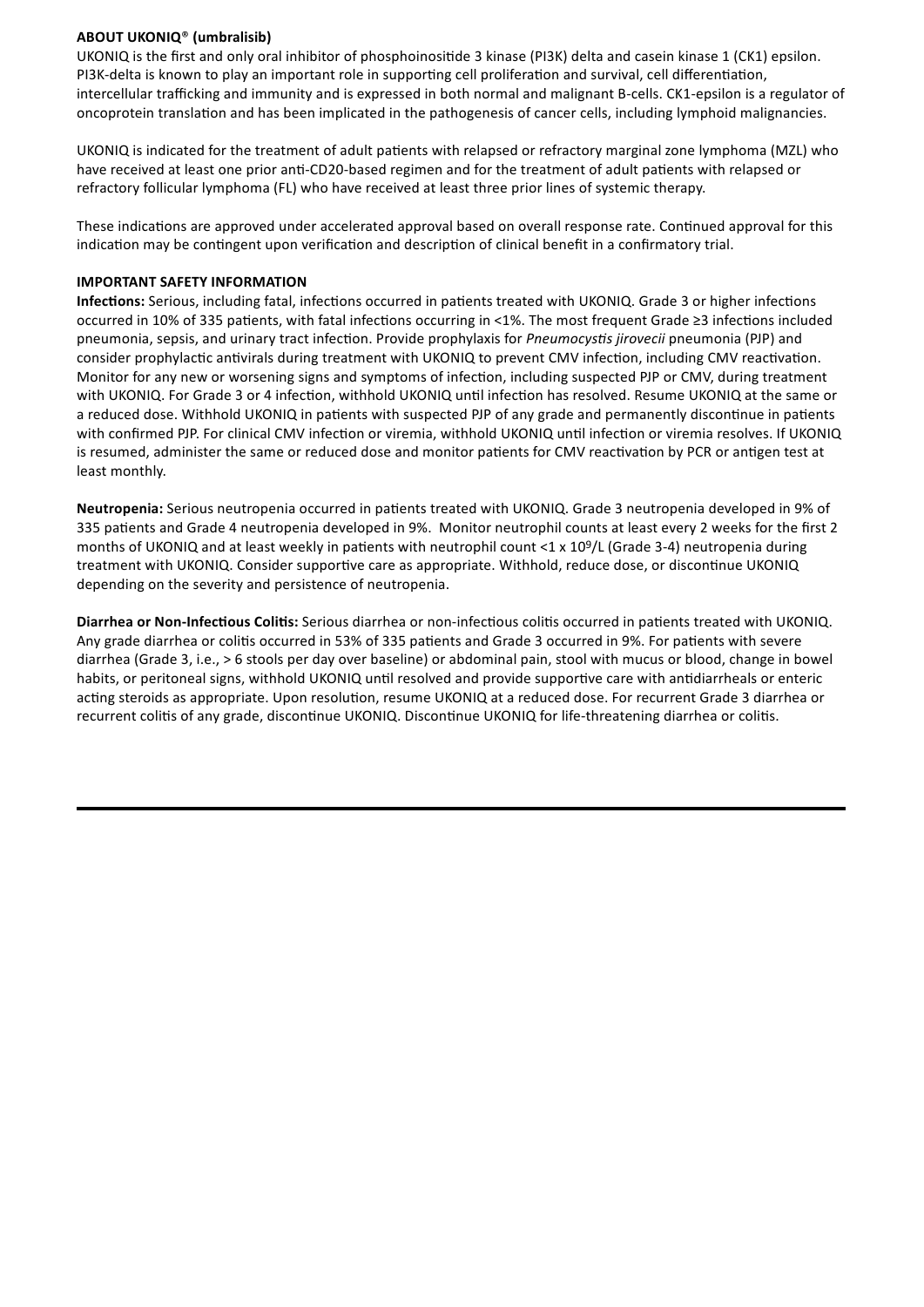**ABOUT UKONIQ® (umbralisib)**

UKONIQ is the first and only oral inhibitor of phosphoinositide 3 kinase (PI3K) delta and casein kinase 1 (CK1) epsilon. PI3K-delta is known to play an important role in supporting cell proliferation and survival, cell differentiation, intercellular trafficking and immunity and is expressed in both normal and malignant B-cells. CK1-epsilon is a regulator of oncoprotein translation and has been implicated in the pathogenesis of cancer cells, including lymphoid malignancies.

UKONIQ is indicated for the treatment of adult patients with relapsed or refractory marginal zone lymphoma (MZL) who have received at least one prior anti-CD20-based regimen and for the treatment of adult patients with relapsed or refractory follicular lymphoma (FL) who have received at least three prior lines of systemic therapy.

These indications are approved under accelerated approval based on overall response rate. Continued approval for this indication may be contingent upon verification and description of clinical benefit in a confirmatory trial.

**IMPORTANT SAFETY INFORMATION**

**Infections:** Serious, including fatal, infections occurred in patients treated with UKONIQ. Grade 3 or higher infections occurred in 10% of 335 patients, with fatal infections occurring in <1%. The most frequent Grade ≥3 infections included pneumonia, sepsis, and urinary tract infection. Provide prophylaxis for *Pneumocystis jirovecii* pneumonia (PJP) and consider prophylactic antivirals during treatment with UKONIQ to prevent CMV infection, including CMV reactivation. Monitor for any new or worsening signs and symptoms of infection, including suspected PJP or CMV, during treatment with UKONIQ. For Grade 3 or 4 infection, withhold UKONIQ until infection has resolved. Resume UKONIQ at the same or a reduced dose. Withhold UKONIQ in patients with suspected PJP of any grade and permanently discontinue in patients with confirmed PJP. For clinical CMV infection or viremia, withhold UKONIQ until infection or viremia resolves. If UKONIQ is resumed, administer the same or reduced dose and monitor patients for CMV reactivation by PCR or antigen test at least monthly.

**Neutropenia:** Serious neutropenia occurred in patients treated with UKONIQ. Grade 3 neutropenia developed in 9% of 335 patients and Grade 4 neutropenia developed in 9%. Monitor neutrophil counts at least every 2 weeks for the first 2 months of UKONIQ and at least weekly in patients with neutrophil count $<1 \times 10^9$/L (Grade 3-4) neutropenia during treatment with UKONIQ. Consider supportive care as appropriate. Withhold, reduce dose, or discontinue UKONIQ depending on the severity and persistence of neutropenia.

**Diarrhea or Non-Infectious Colitis:** Serious diarrhea or non-infectious colitis occurred in patients treated with UKONIQ. Any grade diarrhea or colitis occurred in 53% of 335 patients and Grade 3 occurred in 9%. For patients with severe diarrhea (Grade 3, i.e., > 6 stools per day over baseline) or abdominal pain, stool with mucus or blood, change in bowel habits, or peritoneal signs, withhold UKONIQ until resolved and provide supportive care with antidiarrheals or enteric acting steroids as appropriate. Upon resolution, resume UKONIQ at a reduced dose. For recurrent Grade 3 diarrhea or recurrent colitis of any grade, discontinue UKONIQ. Discontinue UKONIQ for life-threatening diarrhea or colitis.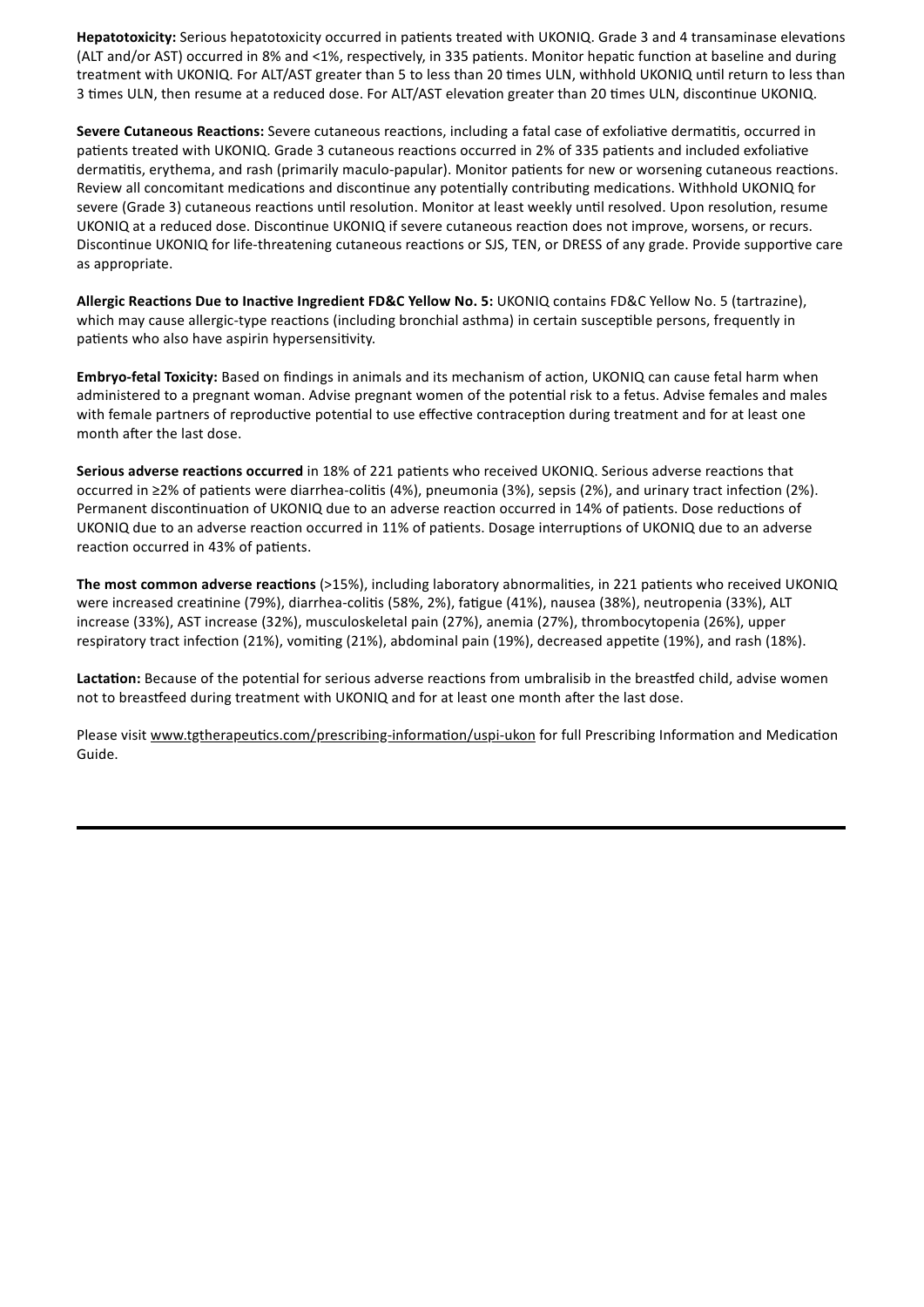**Hepatotoxicity:** Serious hepatotoxicity occurred in patients treated with UKONIQ. Grade 3 and 4 transaminase elevations (ALT and/or AST) occurred in 8% and <1%, respectively, in 335 patients. Monitor hepatic function at baseline and during treatment with UKONIQ. For ALT/AST greater than 5 to less than 20 times ULN, withhold UKONIQ until return to less than 3 times ULN, then resume at a reduced dose. For ALT/AST elevation greater than 20 times ULN, discontinue UKONIQ.

**Severe Cutaneous Reactions:** Severe cutaneous reactions, including a fatal case of exfoliative dermatitis, occurred in patients treated with UKONIQ. Grade 3 cutaneous reactions occurred in 2% of 335 patients and included exfoliative dermatitis, erythema, and rash (primarily maculo-papular). Monitor patients for new or worsening cutaneous reactions. Review all concomitant medications and discontinue any potentially contributing medications. Withhold UKONIQ for severe (Grade 3) cutaneous reactions until resolution. Monitor at least weekly until resolved. Upon resolution, resume UKONIQ at a reduced dose. Discontinue UKONIQ if severe cutaneous reaction does not improve, worsens, or recurs. Discontinue UKONIQ for life-threatening cutaneous reactions or SJS, TEN, or DRESS of any grade. Provide supportive care as appropriate.

**Allergic Reactions Due to Inactive Ingredient FD&C Yellow No. 5:** UKONIQ contains FD&C Yellow No. 5 (tartrazine), which may cause allergic-type reactions (including bronchial asthma) in certain susceptible persons, frequently in patients who also have aspirin hypersensitivity.

**Embryo-fetal Toxicity:** Based on findings in animals and its mechanism of action, UKONIQ can cause fetal harm when administered to a pregnant woman. Advise pregnant women of the potential risk to a fetus. Advise females and males with female partners of reproductive potential to use effective contraception during treatment and for at least one month after the last dose.

**Serious adverse reactions occurred** in 18% of 221 patients who received UKONIQ. Serious adverse reactions that occurred in ≥2% of patients were diarrhea-colitis (4%), pneumonia (3%), sepsis (2%), and urinary tract infection (2%). Permanent discontinuation of UKONIQ due to an adverse reaction occurred in 14% of patients. Dose reductions of UKONIQ due to an adverse reaction occurred in 11% of patients. Dosage interruptions of UKONIQ due to an adverse reaction occurred in 43% of patients.

**The most common adverse reactions** (>15%), including laboratory abnormalities, in 221 patients who received UKONIQ were increased creatinine (79%), diarrhea-colitis (58%, 2%), fatigue (41%), nausea (38%), neutropenia (33%), ALT increase (33%), AST increase (32%), musculoskeletal pain (27%), anemia (27%), thrombocytopenia (26%), upper respiratory tract infection (21%), vomiting (21%), abdominal pain (19%), decreased appetite (19%), and rash (18%).

**Lactation:** Because of the potential for serious adverse reactions from umbralisib in the breastfed child, advise women not to breastfeed during treatment with UKONIQ and for at least one month after the last dose.

Please visit www.tgtherapeutics.com/prescribing-information/uspi-ukon for full Prescribing Information and Medication Guide.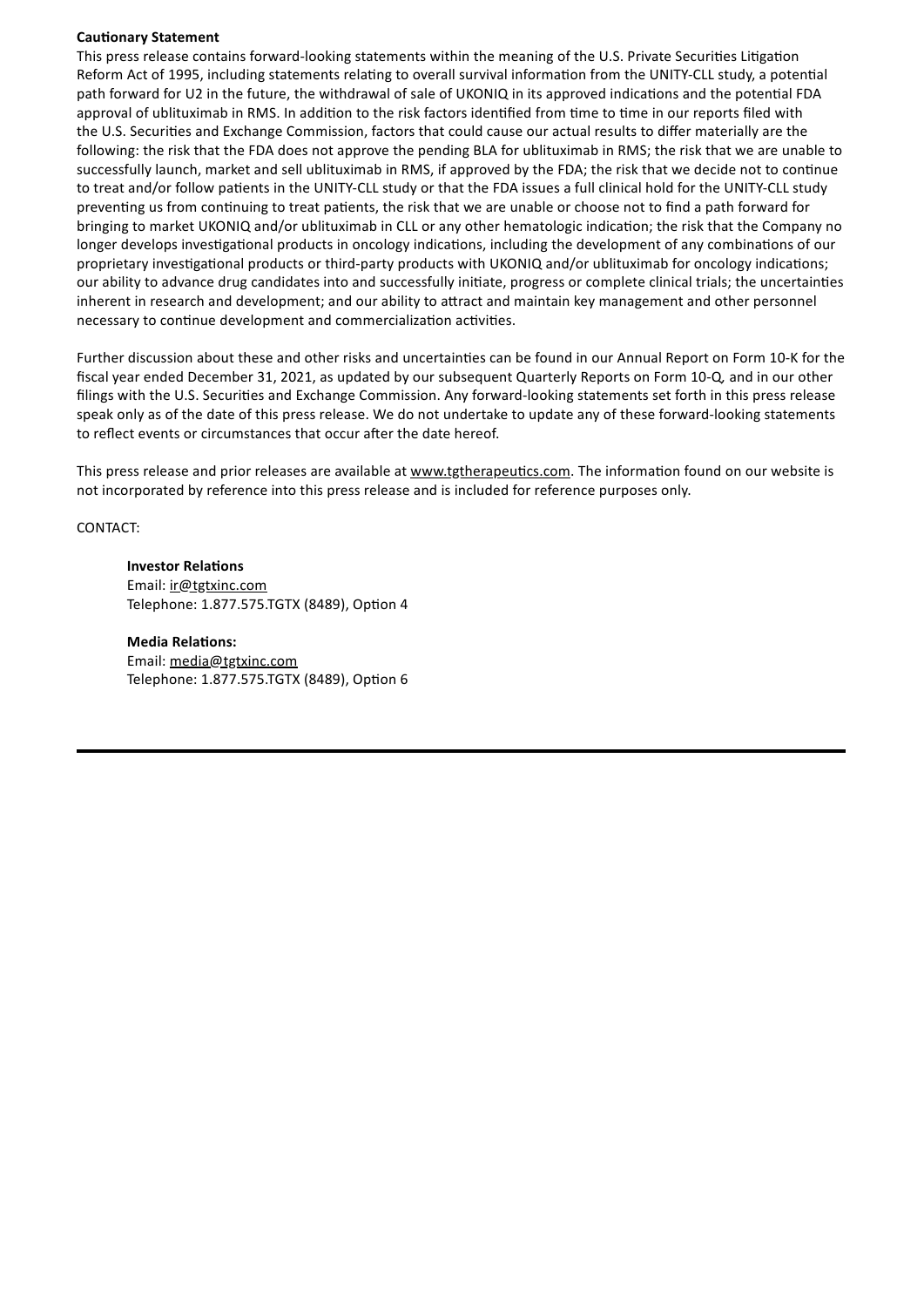**Cautionary Statement**

This press release contains forward-looking statements within the meaning of the U.S. Private Securities Litigation Reform Act of 1995, including statements relating to overall survival information from the UNITY-CLL study, a potential path forward for U2 in the future, the withdrawal of sale of UKONIQ in its approved indications and the potential FDA approval of ublituximab in RMS. In addition to the risk factors identified from time to time in our reports filed with the U.S. Securities and Exchange Commission, factors that could cause our actual results to differ materially are the following: the risk that the FDA does not approve the pending BLA for ublituximab in RMS; the risk that we are unable to successfully launch, market and sell ublituximab in RMS, if approved by the FDA; the risk that we decide not to continue to treat and/or follow patients in the UNITY-CLL study or that the FDA issues a full clinical hold for the UNITY-CLL study preventing us from continuing to treat patients, the risk that we are unable or choose not to find a path forward for bringing to market UKONIQ and/or ublituximab in CLL or any other hematologic indication; the risk that the Company no longer develops investigational products in oncology indications, including the development of any combinations of our proprietary investigational products or third-party products with UKONIQ and/or ublituximab for oncology indications; our ability to advance drug candidates into and successfully initiate, progress or complete clinical trials; the uncertainties inherent in research and development; and our ability to attract and maintain key management and other personnel necessary to continue development and commercialization activities.

Further discussion about these and other risks and uncertainties can be found in our Annual Report on Form 10-K for the fiscal year ended December 31, 2021, as updated by our subsequent Quarterly Reports on Form 10-Q, and in our other filings with the U.S. Securities and Exchange Commission. Any forward-looking statements set forth in this press release speak only as of the date of this press release. We do not undertake to update any of these forward-looking statements to reflect events or circumstances that occur after the date hereof.

This press release and prior releases are available at www.tgtherapeutics.com. The information found on our website is not incorporated by reference into this press release and is included for reference purposes only.

CONTACT:

**Investor Relations**
Email: ir@tgtxinc.com
Telephone: 1.877.575.TGTX (8489), Option 4

**Media Relations:**
Email: media@tgtxinc.com
Telephone: 1.877.575.TGTX (8489), Option 6